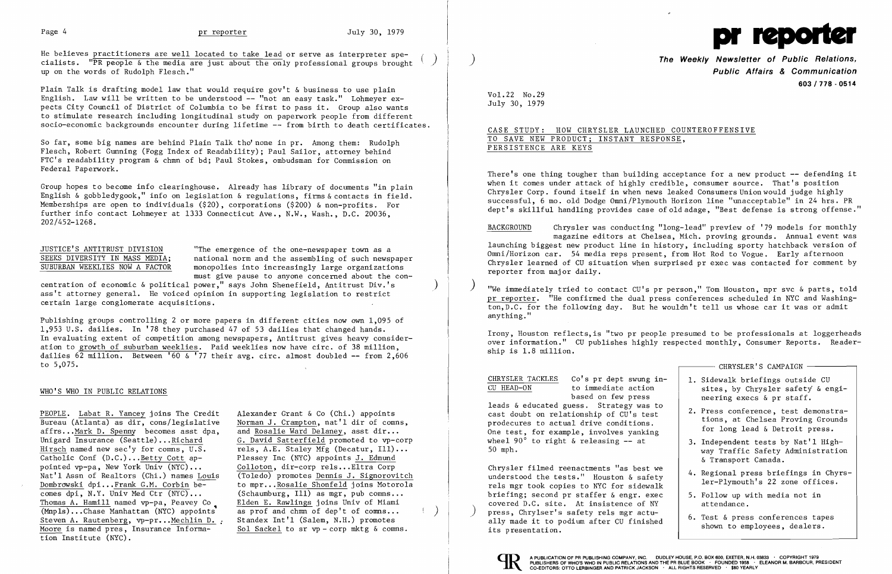He believes practitioners are well located to take lead or serve as interpreter specialists. "PR people & the media are just about the only professional groups brought up on the words of Rudolph Flesch."

Plain Talk is drafting model law that would require gov't & business to use plain English. Law will be written to be understood -- "not an easy task." Lohmeyer expects City Council of District of Columbia to be first to pass it. Group also wants to stimulate research including longitudinal study on paperwork people from different socio-economic backgrounds encounter during lifetime -- from birth to death certificates.

So far, some big names are behind Plain Talk tho' none in pr. Among them: Rudolph Flesch, Robert Gunning (Fogg Index of Readability); Paul Sailor, attorney behind FTC's readability program & chmn of bd; Paul Stokes, ombudsman for Commission on Federal Paperwork.

Group hopes to become info clearinghouse. Already has library of documents "in plain English & gobbledygook," info on legislation & regulations, firms & contacts in field. Memberships are open to individuals ($20), corporations ($200) & non-profits. For further info contact Lohmeyer at 1333 Connecticut Ave., N.W., Wash., D.C. 20036, 202/452-1268.

**JUSTICE'S ANTITRUST DIVISION SEEKS DIVERSITY IN MASS MEDIA; SUBURBAN WEEKLIES NOW A FACTOR**

"The emergence of the one-newspaper town as a national norm and the assembling of such newspaper monopolies into increasingly large organizations must give pause to anyone concerned about the concentration of economic & political power," says John Shenefield, Antitrust Div.'s ass't attorney general. He voiced opinion in supporting legislation to restrict certain large conglomerate acquisitions.

Publishing groups controlling 2 or more papers in different cities now own 1,095 of 1,953 U.S. dailies. In '78 they purchased 47 of 53 dailies that changed hands. In evaluating extent of competition among newspapers, Antitrust gives heavy consideration to growth of suburban weeklies. Paid weeklies now have circ. of 38 million, dailies 62 million. Between '60 & '77 their avg. circ. almost doubled -- from 2,606 to 5,075.

## WHO'S WHO IN PUBLIC RELATIONS

PEOPLE. Labat R. Yancey joins The Credit Bureau (Atlanta) as dir, cons/legislative affrs...Mark D. Spenny becomes asst dpa, Unigard Insurance (Seattle)...Richard Hirsch named new sec'y for comns, U.S. Catholic Conf (D.C.)...Betty Cott appointed vp-pa, New York Univ (NYC)... Nat'l Assn of Realtors (Chi.) names Louis Dombrowski dpi...Frank G.M. Corbin becomes dpi, N.Y. Univ Med Ctr (NYC)... Thomas A. Hamill named vp-pa, Peavey Co (Mpls)...Chase Manhattan (NYC) appoints Steven A. Rautenberg, vp-pr...Mechlin D. Moore is named pres, Insurance Information Institute (NYC). Alexander Grant & Co (Chi.) appoints Norman J. Crampton, nat'l dir of comns, and Rosalie Ward Delaney, asst dir... G. David Satterfield promoted to vp-corp rels, A.E. Staley Mfg (Decatur, Ill)... Plessey Inc (NYC) appoints J. Edmund Colloton, dir-corp rels...Eltra Corp (Toledo) promotes Dennis J. Signorovitch to mpr...Rosalie Shonfeld joins Motorola (Schaumburg, Ill) as mgr, pub comns... Elden E. Rawlings joins Univ of Miami as prof and chmn of dep't of comns... Standex Int'l (Salem, N.H.) promotes Sol Sackel to sr vp - corp mktg & comns.

# pr reporter

**The Weekly Newsletter of Public Relations, Public Affairs & Communication**

603 / 778 - 0514

Vol.22 No.29
July 30, 1979

## CASE STUDY: HOW CHRYSLER LAUNCHED COUNTEROFFENSIVE TO SAVE NEW PRODUCT; INSTANT RESPONSE, PERSISTENCE ARE KEYS

There's one thing tougher than building acceptance for a new product -- defending it when it comes under attack of highly credible, consumer source. That's position Chrysler Corp. found itself in when news leaked Consumers Union would judge highly successful, 6 mo. old Dodge Omni/Plymouth Horizon line "unacceptable" in 24 hrs. PR dept's skillful handling provides case of old adage, "Best defense is strong offense."

**BACKGROUND** Chrysler was conducting "long-lead" preview of '79 models for monthly magazine editors at Chelsea, Mich. proving grounds. Annual event was launching biggest new product line in history, including sporty hatchback version of Omni/Horizon car. 54 media reps present, from Hot Rod to Vogue. Early afternoon Chrysler learned of CU situation when surprised pr exec was contacted for comment by reporter from major daily.

"We immediately tried to contact CU's pr person," Tom Houston, mpr svc & parts, told pr reporter. "He confirmed the dual press conferences scheduled in NYC and Washington, D.C. for the following day. But he wouldn't tell us whose car it was or admit anything."

Irony, Houston reflects, is "two pr people presumed to be professionals at loggerheads over information." CU publishes highly respected monthly, Consumer Reports. Readership is 1.8 million.

**CHRYSLER TACKLES CU HEAD-ON** Co's pr dept swung into immediate action based on few press leads & educated guess. Strategy was to cast doubt on relationship of CU's test prodecures to actual drive conditions. One test, for example, involves yanking wheel 90° to right & releasing -- at 50 mph.

Chrysler filmed reenactments "as best we understood the tests." Houston & safety rels mgr took copies to NYC for sidewalk briefing; second pr staffer & engr. exec covered D.C. site. At insistence of NY press, Chrylser's safety rels mgr actually made it to podium after CU finished its presentation.

**CHRYSLER'S CAMPAIGN**

1. Sidewalk briefings outside CU sites, by Chrysler safety & engineering execs & pr staff.
2. Press conference, test demonstrations, at Chelsea Proving Grounds for long lead & Detroit press.
3. Independent tests by Nat'l Highway Traffic Safety Administration & Transport Canada.
4. Regional press briefings in Chrysler-Plymouth's 22 zone offices.
5. Follow up with media not in attendance.
6. Test & press conferences tapes shown to employees, dealers.

A PUBLICATION OF PR PUBLISHING COMPANY, INC. DUDLEY HOUSE, P.O. BOX 600, EXETER, N.H. 03833 · COPYRIGHT 1979 PUBLISHERS OF WHO'S WHO IN PUBLIC RELATIONS AND THE PR BLUE BOOK · FOUNDED 1958 · ELEANOR M. BARBOUR, PRESIDENT CO-EDITORS: OTTO LERBINGER AND PATRICK JACKSON · ALL RIGHTS RESERVED · $80 YEARLY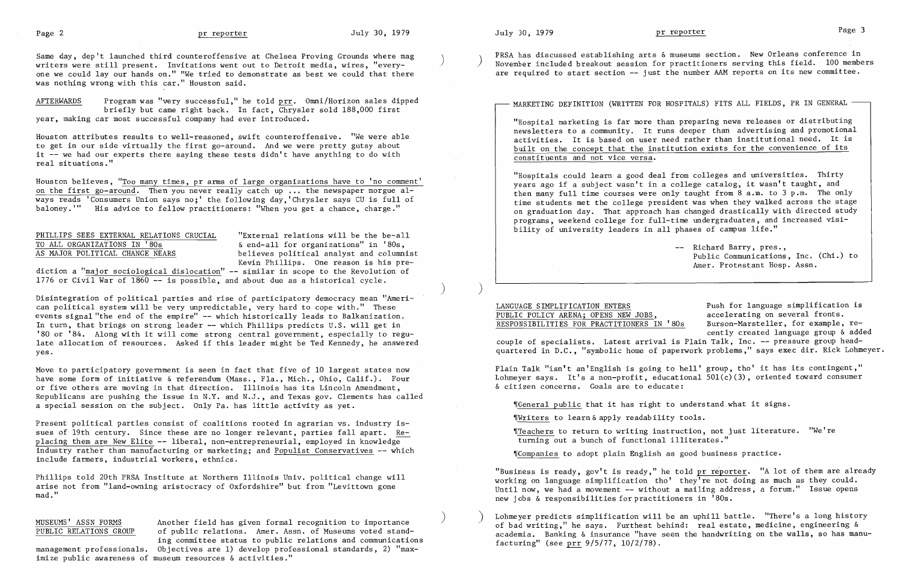Same day, dep't launched third counteroffensive at Chelsea Proving Grounds where mag writers were still present. Invitations went out to Detroit media, wires, "everyone we could lay our hands on." "We tried to demonstrate as best we could that there was nothing wrong with this car." Houston said.

AFTERWARDS Program was "very successful," he told prr. Omni/Horizon sales dipped briefly but came right back. In fact, Chrysler sold 188,000 first year, making car most successful company had ever introduced.

Houston attributes results to well-reasoned, swift counteroffensive. "We were able to get in our side virtually the first go-around. And we were pretty gutsy about it -- we had our experts there saying these tests didn't have anything to do with real situations."

Houston believes, "Too many times, pr arms of large organizations have to 'no comment' on the first go-around. Then you never really catch up ... the newspaper morgue always reads 'Consumers Union says no;' the following day,'Chrysler says CU is full of baloney.'" His advice to fellow practitioners: "When you get a chance, charge."

## PHILLIPS SEES EXTERNAL RELATIONS CRUCIAL TO ALL ORGANIZATIONS IN '80s AS MAJOR POLITICAL CHANGE NEARS

"External relations will be the be-all & end-all for organizations" in '80s, believes political analyst and columnist Kevin Phillips. One reason is his prediction a "major sociological dislocation" -- similar in scope to the Revolution of 1776 or Civil War of 1860 -- is possible, and about due as a historical cycle.

Disintegration of political parties and rise of participatory democracy mean "American political system will be very unpredictable, very hard to cope with." These events signal "the end of the empire" -- which historically leads to Balkanization. In turn, that brings on strong leader -- which Phillips predicts U.S. will get in '80 or '84. Along with it will come strong central government, especially to regulate allocation of resources. Asked if this leader might be Ted Kennedy, he answered yes.

Move to participatory government is seen in fact that five of 10 largest states now have some form of initiative & referendum (Mass., Fla., Mich., Ohio, Calif.). Four or five others are moving in that direction. Illinois has its Lincoln Amendment, Republicans are pushing the issue in N.Y. and N.J., and Texas gov. Clements has called a special session on the subject. Only Pa. has little activity as yet.

Present political parties consist of coalitions rooted in agrarian vs. industry issues of 19th century. Since these are no longer relevant, parties fall apart. Replacing them are New Elite -- liberal, non-entrepreneurial, employed in knowledge industry rather than manufacturing or marketing; and Populist Conservatives -- which include farmers, industrial workers, ethnics.

Phillips told 20th PRSA Institute at Northern Illinois Univ. political change will arise not from "land-owning aristocracy of Oxfordshire" but from "Levittown gone mad."

## MUSEUMS' ASSN FORMS PUBLIC RELATIONS GROUP

Another field has given formal recognition to importance of public relations. Amer. Assn. of Museums voted standing committee status to public relations and communications management professionals. Objectives are 1) develop professional standards, 2) "maximize public awareness of museum resources & activities."

PRSA has discussed establishing arts & museums section. New Orleans conference in November included breakout session for practitioners serving this field. 100 members are required to start section -- just the number AAM reports on its new committee.

## MARKETING DEFINITION (WRITTEN FOR HOSPITALS) FITS ALL FIELDS, PR IN GENERAL

"Hospital marketing is far more than preparing news releases or distributing newsletters to a community. It runs deeper than advertising and promotional activities. It is based on user need rather than institutional need. It is built on the concept that the institution exists for the convenience of its constituents and not vice versa.

"Hospitals could learn a good deal from colleges and universities. Thirty years ago if a subject wasn't in a college catalog, it wasn't taught, and then many full time courses were only taught from 8 a.m. to 3 p.m. The only time students met the college president was when they walked across the stage on graduation day. That approach has changed drastically with directed study programs, weekend college for full-time undergraduates, and increased visibility of university leaders in all phases of campus life."

-- Richard Barry, pres., Public Communications, Inc. (Chi.) to Amer. Protestant Hosp. Assn.

## LANGUAGE SIMPLIFICATION ENTERS PUBLIC POLICY ARENA; OPENS NEW JOBS, RESPONSIBILITIES FOR PRACTITIONERS IN '80s

Push for language simplification is accelerating on several fronts. Burson-Marsteller, for example, recently created language group & added couple of specialists. Latest arrival is Plain Talk, Inc. -- pressure group headquartered in D.C., "symbolic home of paperwork problems," says exec dir. Rick Lohmeyer.

Plain Talk "isn't an'English is going to hell' group, tho' it has its contingent," Lohmeyer says. It's a non-profit, educational 501(c)(3), oriented toward consumer & citizen concerns. Goals are to educate:

¶General public that it has right to understand what it signs.

¶Writers to learn & apply readability tools.

¶Teachers to return to writing instruction, not just literature. "We're turning out a bunch of functional illiterates."

¶Companies to adopt plain English as good business practice.

"Business is ready, gov't is ready," he told pr reporter. "A lot of them are already working on language simplification tho' they're not doing as much as they could. Until now, we had a movement -- without a mailing address, a forum." Issue opens new jobs & responsibilities for practitioners in '80s.

Lohmeyer predicts simplification will be an uphill battle. "There's a long history of bad writing," he says. Furthest behind: real estate, medicine, engineering & academia. Banking & insurance "have seen the handwriting on the walls, so has manufacturing" (see prr 9/5/77, 10/2/78).